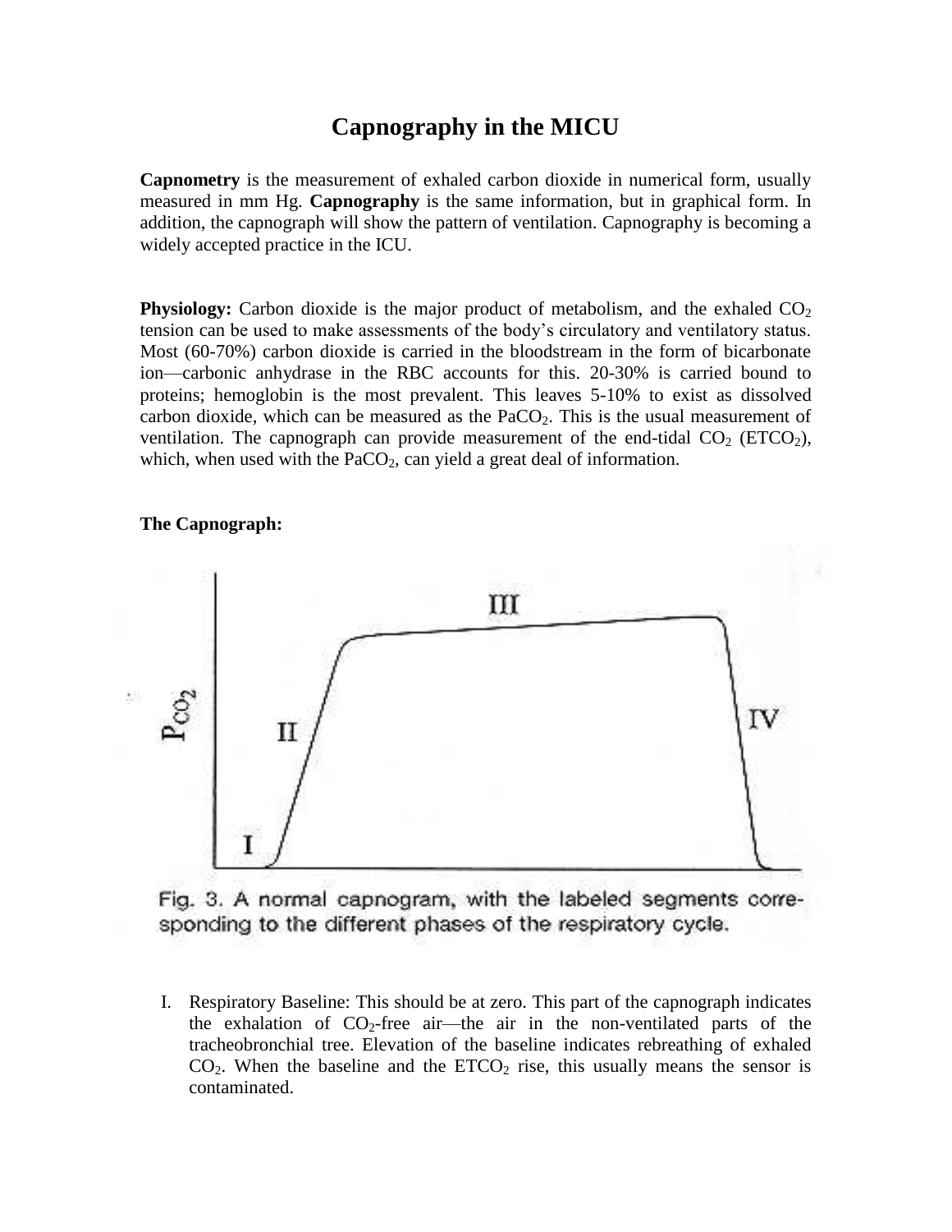# Capnography in the MICU

**Capnometry** is the measurement of exhaled carbon dioxide in numerical form, usually measured in mm Hg. **Capnography** is the same information, but in graphical form. In addition, the capnograph will show the pattern of ventilation. Capnography is becoming a widely accepted practice in the ICU.

**Physiology:** Carbon dioxide is the major product of metabolism, and the exhaled $CO_2$ tension can be used to make assessments of the body's circulatory and ventilatory status. Most (60-70%) carbon dioxide is carried in the bloodstream in the form of bicarbonate ion—carbonic anhydrase in the RBC accounts for this. 20-30% is carried bound to proteins; hemoglobin is the most prevalent. This leaves 5-10% to exist as dissolved carbon dioxide, which can be measured as the $PaCO_2$. This is the usual measurement of ventilation. The capnograph can provide measurement of the end-tidal $CO_2$ ($ETCO_2$), which, when used with the $PaCO_2$, can yield a great deal of information.

**The Capnograph:**

Fig. 3. A normal capnogram, with the labeled segments corresponding to the different phases of the respiratory cycle.

I. Respiratory Baseline: This should be at zero. This part of the capnograph indicates the exhalation of $CO_2$-free air—the air in the non-ventilated parts of the tracheobronchial tree. Elevation of the baseline indicates rebreathing of exhaled $CO_2$. When the baseline and the $ETCO_2$ rise, this usually means the sensor is contaminated.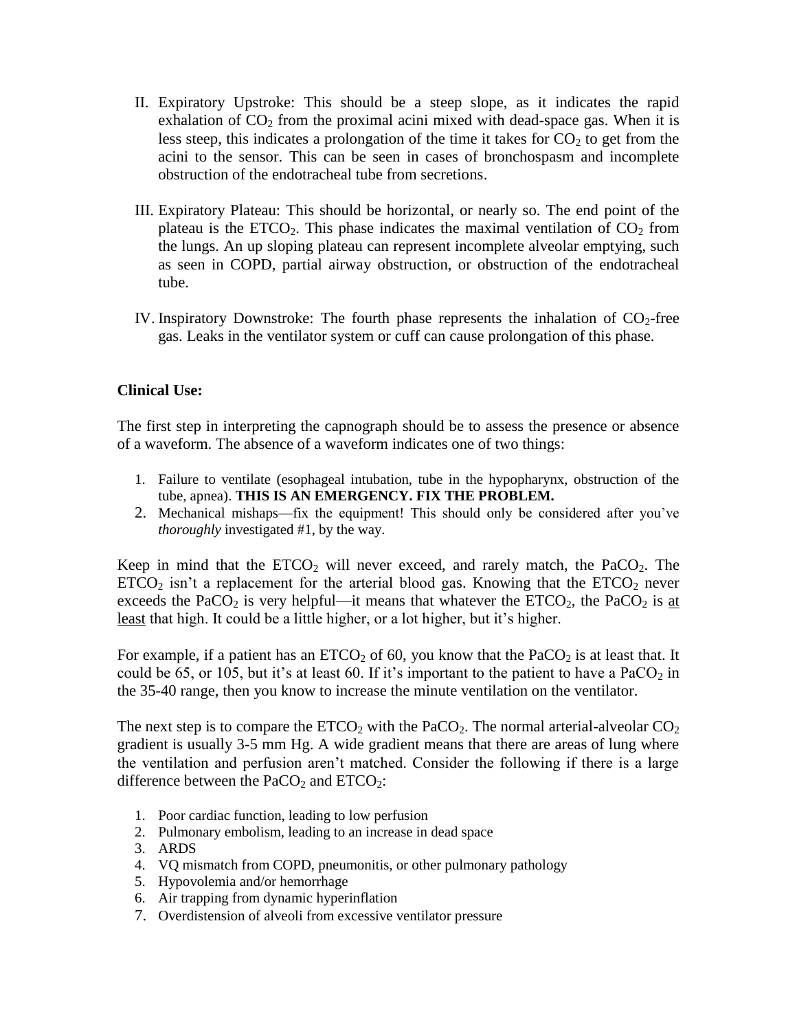II. Expiratory Upstroke: This should be a steep slope, as it indicates the rapid exhalation of $CO_2$ from the proximal acini mixed with dead-space gas. When it is less steep, this indicates a prolongation of the time it takes for $CO_2$ to get from the acini to the sensor. This can be seen in cases of bronchospasm and incomplete obstruction of the endotracheal tube from secretions.

III. Expiratory Plateau: This should be horizontal, or nearly so. The end point of the plateau is the $ETCO_2$. This phase indicates the maximal ventilation of $CO_2$ from the lungs. An up sloping plateau can represent incomplete alveolar emptying, such as seen in COPD, partial airway obstruction, or obstruction of the endotracheal tube.

IV. Inspiratory Downstroke: The fourth phase represents the inhalation of $CO_2$-free gas. Leaks in the ventilator system or cuff can cause prolongation of this phase.

**Clinical Use:**

The first step in interpreting the capnograph should be to assess the presence or absence of a waveform. The absence of a waveform indicates one of two things:

1. Failure to ventilate (esophageal intubation, tube in the hypopharynx, obstruction of the tube, apnea). **THIS IS AN EMERGENCY. FIX THE PROBLEM.**
2. Mechanical mishaps—fix the equipment! This should only be considered after you've *thoroughly* investigated #1, by the way.

Keep in mind that the $ETCO_2$ will never exceed, and rarely match, the $PaCO_2$. The $ETCO_2$ isn't a replacement for the arterial blood gas. Knowing that the $ETCO_2$ never exceeds the $PaCO_2$ is very helpful—it means that whatever the $ETCO_2$, the $PaCO_2$ is at least that high. It could be a little higher, or a lot higher, but it's higher.

For example, if a patient has an $ETCO_2$ of 60, you know that the $PaCO_2$ is at least that. It could be 65, or 105, but it's at least 60. If it's important to the patient to have a $PaCO_2$ in the 35-40 range, then you know to increase the minute ventilation on the ventilator.

The next step is to compare the $ETCO_2$ with the $PaCO_2$. The normal arterial-alveolar $CO_2$ gradient is usually 3-5 mm Hg. A wide gradient means that there are areas of lung where the ventilation and perfusion aren't matched. Consider the following if there is a large difference between the $PaCO_2$ and $ETCO_2$:

1. Poor cardiac function, leading to low perfusion
2. Pulmonary embolism, leading to an increase in dead space
3. ARDS
4. VQ mismatch from COPD, pneumonitis, or other pulmonary pathology
5. Hypovolemia and/or hemorrhage
6. Air trapping from dynamic hyperinflation
7. Overdistension of alveoli from excessive ventilator pressure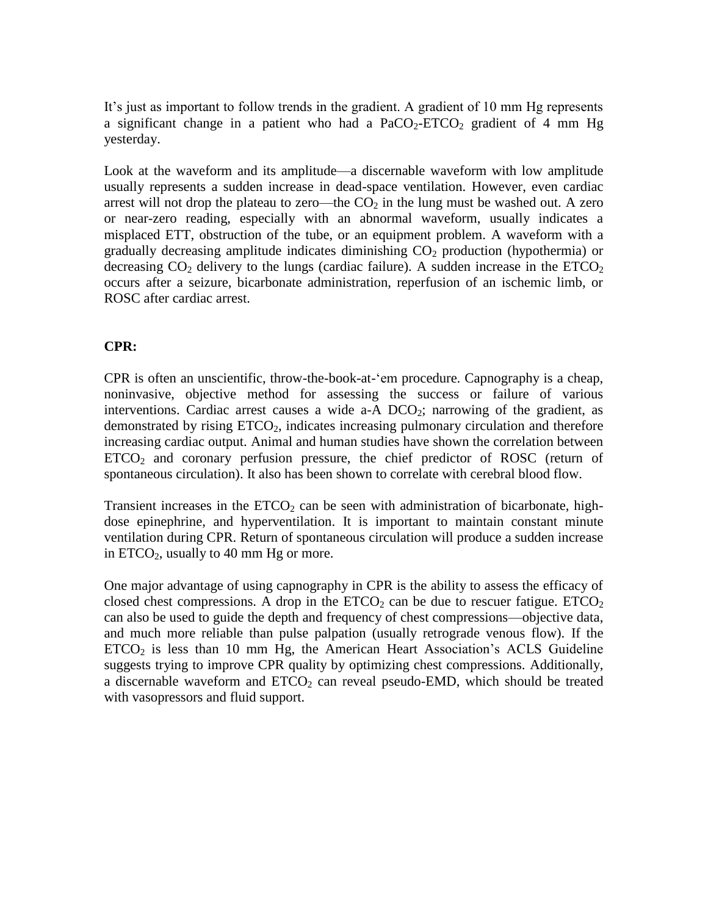It's just as important to follow trends in the gradient. A gradient of 10 mm Hg represents a significant change in a patient who had a $PaCO_2$-$ETCO_2$ gradient of 4 mm Hg yesterday.

Look at the waveform and its amplitude—a discernable waveform with low amplitude usually represents a sudden increase in dead-space ventilation. However, even cardiac arrest will not drop the plateau to zero—the $CO_2$ in the lung must be washed out. A zero or near-zero reading, especially with an abnormal waveform, usually indicates a misplaced ETT, obstruction of the tube, or an equipment problem. A waveform with a gradually decreasing amplitude indicates diminishing $CO_2$ production (hypothermia) or decreasing $CO_2$ delivery to the lungs (cardiac failure). A sudden increase in the $ETCO_2$ occurs after a seizure, bicarbonate administration, reperfusion of an ischemic limb, or ROSC after cardiac arrest.

**CPR:**

CPR is often an unscientific, throw-the-book-at-'em procedure. Capnography is a cheap, noninvasive, objective method for assessing the success or failure of various interventions. Cardiac arrest causes a wide a-A $DCO_2$; narrowing of the gradient, as demonstrated by rising $ETCO_2$, indicates increasing pulmonary circulation and therefore increasing cardiac output. Animal and human studies have shown the correlation between $ETCO_2$ and coronary perfusion pressure, the chief predictor of ROSC (return of spontaneous circulation). It also has been shown to correlate with cerebral blood flow.

Transient increases in the $ETCO_2$ can be seen with administration of bicarbonate, high-dose epinephrine, and hyperventilation. It is important to maintain constant minute ventilation during CPR. Return of spontaneous circulation will produce a sudden increase in $ETCO_2$, usually to 40 mm Hg or more.

One major advantage of using capnography in CPR is the ability to assess the efficacy of closed chest compressions. A drop in the $ETCO_2$ can be due to rescuer fatigue. $ETCO_2$ can also be used to guide the depth and frequency of chest compressions—objective data, and much more reliable than pulse palpation (usually retrograde venous flow). If the $ETCO_2$ is less than 10 mm Hg, the American Heart Association's ACLS Guideline suggests trying to improve CPR quality by optimizing chest compressions. Additionally, a discernable waveform and $ETCO_2$ can reveal pseudo-EMD, which should be treated with vasopressors and fluid support.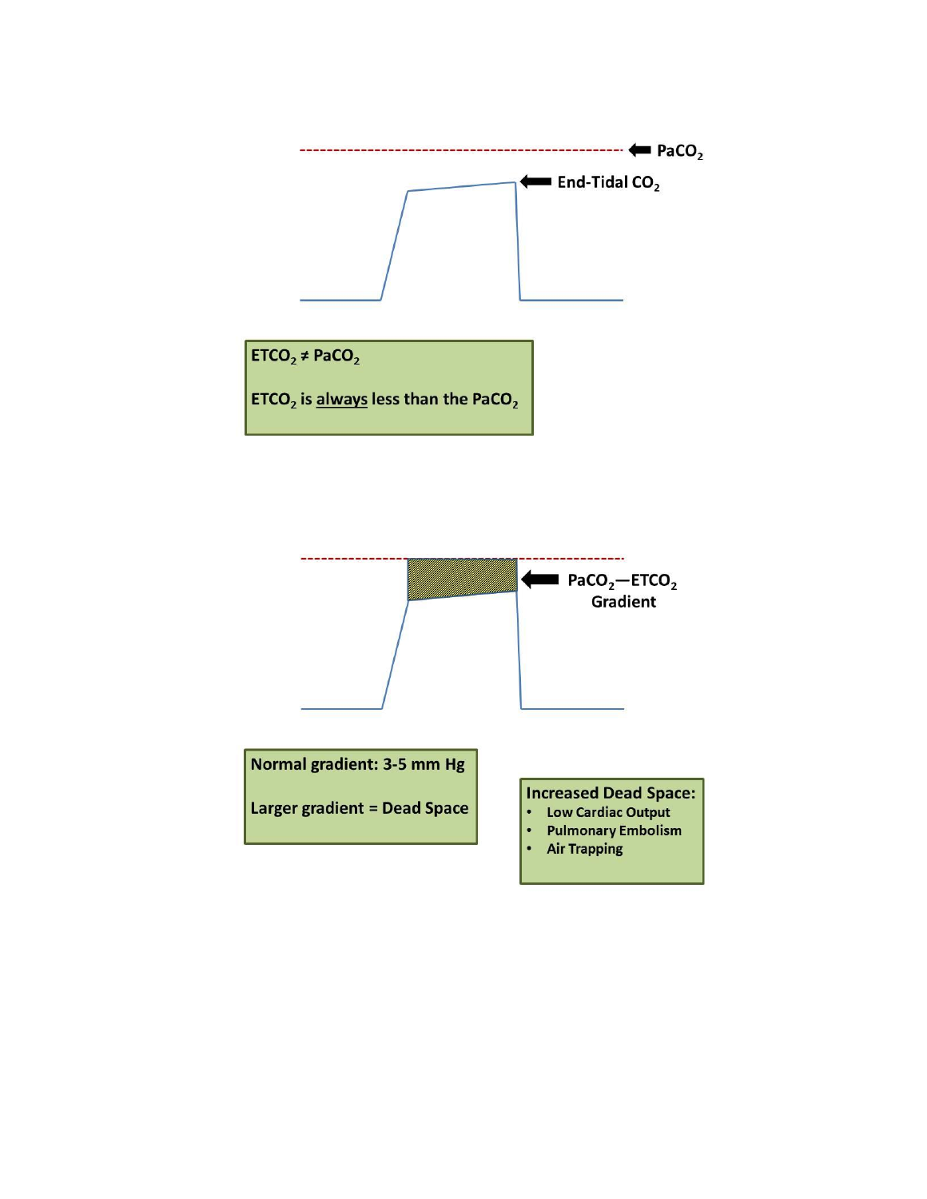$PaCO_2$

End-Tidal $CO_2$

$ETCO_2 \neq PaCO_2$

$ETCO_2$ is <u>always</u> less than the $PaCO_2$

$PaCO_2$—$ETCO_2$ Gradient

Normal gradient: 3-5 mm Hg

Larger gradient = Dead Space

Increased Dead Space:

- Low Cardiac Output
- Pulmonary Embolism
- Air Trapping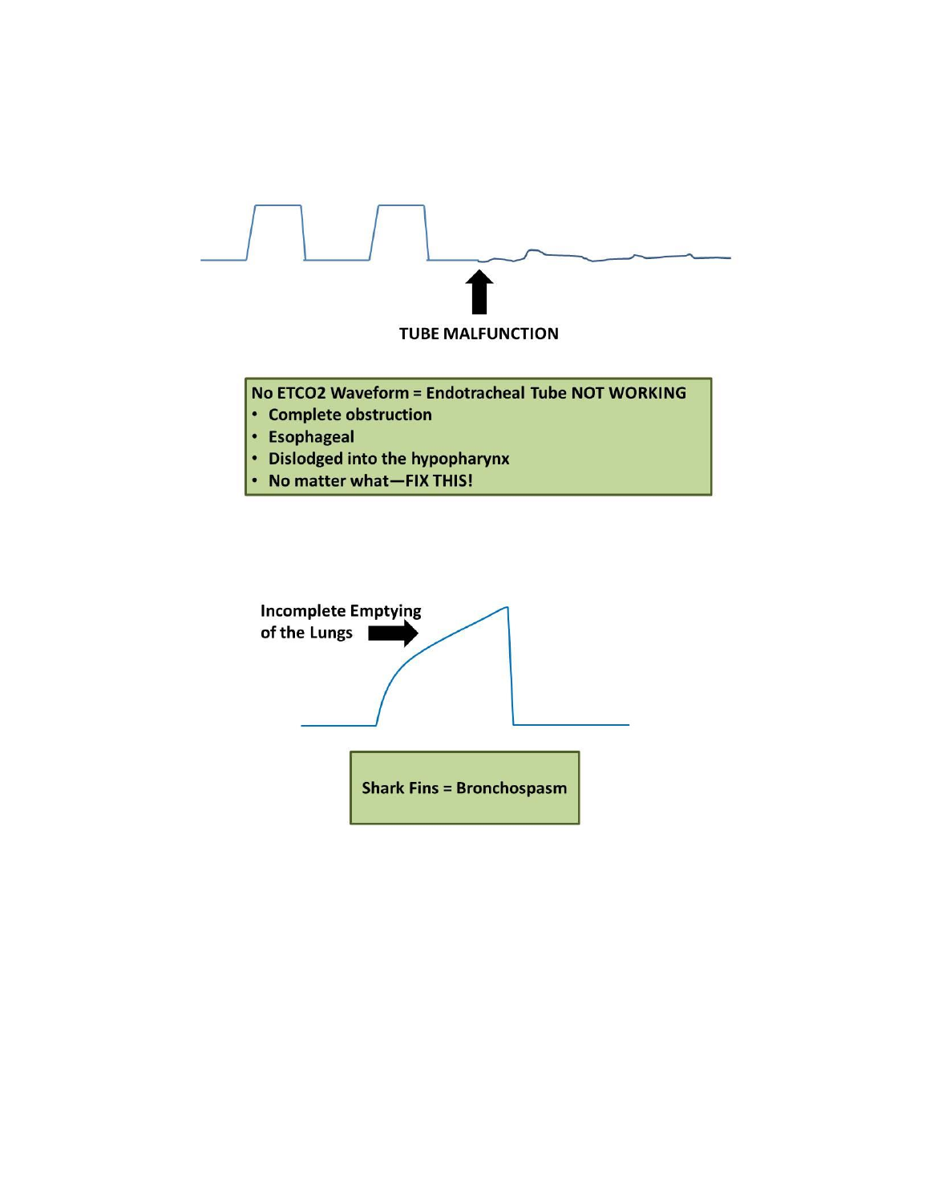TUBE MALFUNCTION

**No ETCO2 Waveform = Endotracheal Tube NOT WORKING**

- **Complete obstruction**
- **Esophageal**
- **Dislodged into the hypopharynx**
- **No matter what—FIX THIS!**

**Incomplete Emptying of the Lungs**

**Shark Fins = Bronchospasm**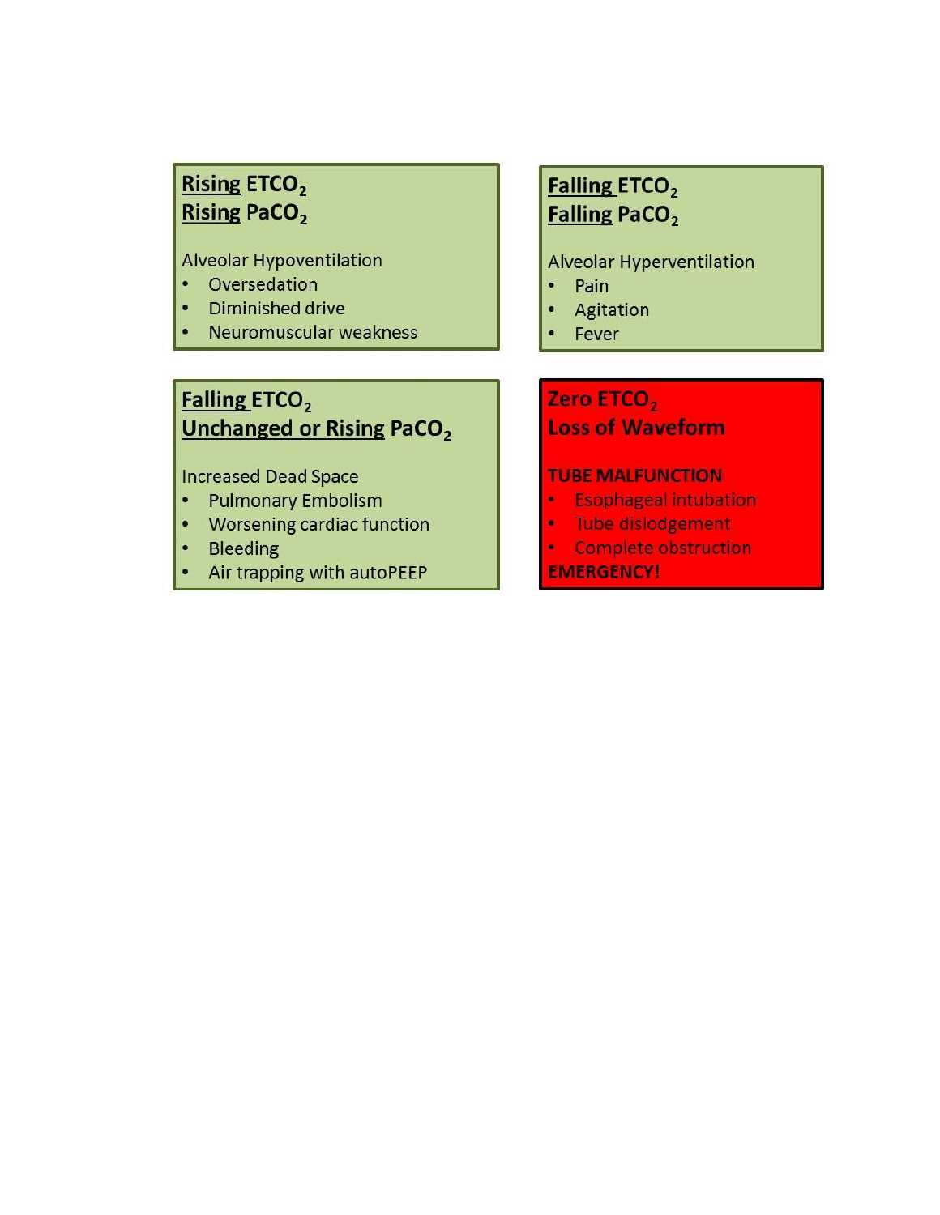**<u>Rising</u> $ETCO_2$**
**<u>Rising</u> $PaCO_2$**

Alveolar Hypoventilation

- Oversedation
- Diminished drive
- Neuromuscular weakness

**<u>Falling</u> $ETCO_2$**
**<u>Falling</u> $PaCO_2$**

Alveolar Hyperventilation

- Pain
- Agitation
- Fever

**<u>Falling</u> $ETCO_2$**
**<u>Unchanged or Rising</u> $PaCO_2$**

Increased Dead Space

- Pulmonary Embolism
- Worsening cardiac function
- Bleeding
- Air trapping with autoPEEP

**Zero $ETCO_2$**
**Loss of Waveform**

**TUBE MALFUNCTION**

- Esophageal intubation
- Tube dislodgement
- Complete obstruction

**EMERGENCY!**